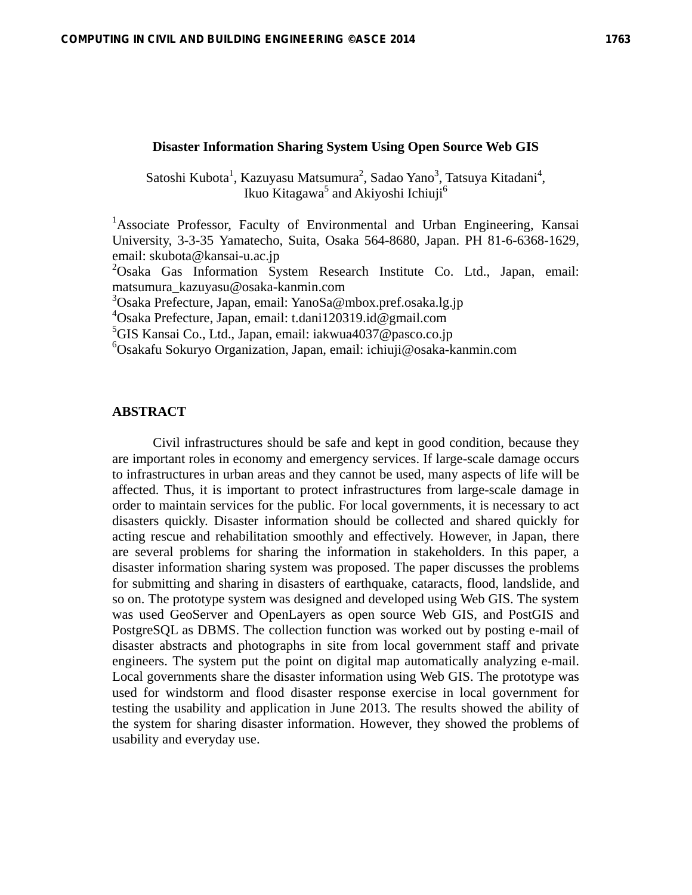# Disaster Information Sharing System Using Open Source Web GIS

Satoshi Kubota[1], Kazuyasu Matsumura[2], Sadao Yano[3], Tatsuya Kitadani[4], Ikuo Kitagawa[5] and Akiyoshi Ichiuji[6]

[1]Associate Professor, Faculty of Environmental and Urban Engineering, Kansai University, 3-3-35 Yamatecho, Suita, Osaka 564-8680, Japan. PH 81-6-6368-1629, email: skubota@kansai-u.ac.jp
[2]Osaka Gas Information System Research Institute Co. Ltd., Japan, email: matsumura_kazuyasu@osaka-kanmin.com
[3]Osaka Prefecture, Japan, email: YanoSa@mbox.pref.osaka.lg.jp
[4]Osaka Prefecture, Japan, email: t.dani120319.id@gmail.com
[5]GIS Kansai Co., Ltd., Japan, email: iakwua4037@pasco.co.jp
[6]Osakafu Sokuryo Organization, Japan, email: ichiuji@osaka-kanmin.com

## ABSTRACT

Civil infrastructures should be safe and kept in good condition, because they are important roles in economy and emergency services. If large-scale damage occurs to infrastructures in urban areas and they cannot be used, many aspects of life will be affected. Thus, it is important to protect infrastructures from large-scale damage in order to maintain services for the public. For local governments, it is necessary to act disasters quickly. Disaster information should be collected and shared quickly for acting rescue and rehabilitation smoothly and effectively. However, in Japan, there are several problems for sharing the information in stakeholders. In this paper, a disaster information sharing system was proposed. The paper discusses the problems for submitting and sharing in disasters of earthquake, cataracts, flood, landslide, and so on. The prototype system was designed and developed using Web GIS. The system was used GeoServer and OpenLayers as open source Web GIS, and PostGIS and PostgreSQL as DBMS. The collection function was worked out by posting e-mail of disaster abstracts and photographs in site from local government staff and private engineers. The system put the point on digital map automatically analyzing e-mail. Local governments share the disaster information using Web GIS. The prototype was used for windstorm and flood disaster response exercise in local government for testing the usability and application in June 2013. The results showed the ability of the system for sharing disaster information. However, they showed the problems of usability and everyday use.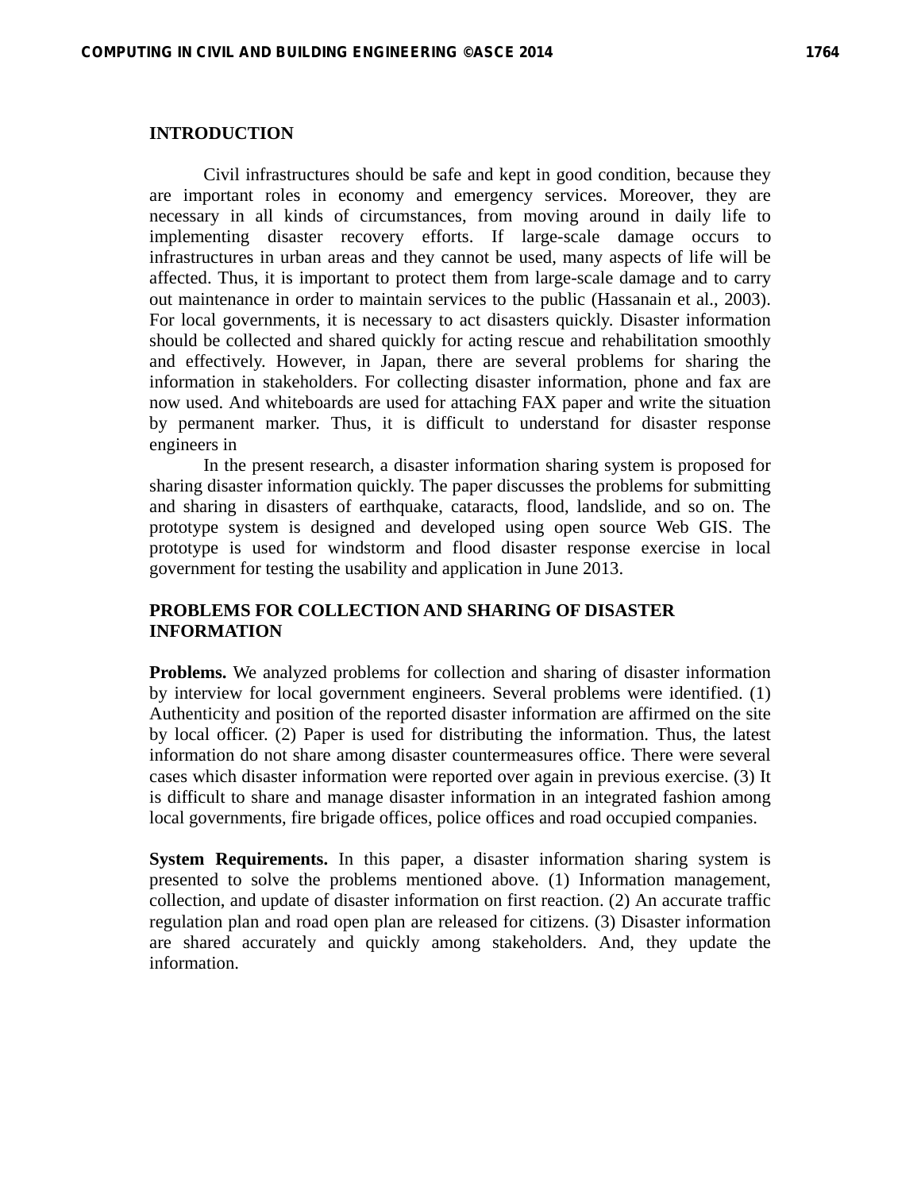## INTRODUCTION

Civil infrastructures should be safe and kept in good condition, because they are important roles in economy and emergency services. Moreover, they are necessary in all kinds of circumstances, from moving around in daily life to implementing disaster recovery efforts. If large-scale damage occurs to infrastructures in urban areas and they cannot be used, many aspects of life will be affected. Thus, it is important to protect them from large-scale damage and to carry out maintenance in order to maintain services to the public (Hassanain et al., 2003). For local governments, it is necessary to act disasters quickly. Disaster information should be collected and shared quickly for acting rescue and rehabilitation smoothly and effectively. However, in Japan, there are several problems for sharing the information in stakeholders. For collecting disaster information, phone and fax are now used. And whiteboards are used for attaching FAX paper and write the situation by permanent marker. Thus, it is difficult to understand for disaster response engineers in

In the present research, a disaster information sharing system is proposed for sharing disaster information quickly. The paper discusses the problems for submitting and sharing in disasters of earthquake, cataracts, flood, landslide, and so on. The prototype system is designed and developed using open source Web GIS. The prototype is used for windstorm and flood disaster response exercise in local government for testing the usability and application in June 2013.

## PROBLEMS FOR COLLECTION AND SHARING OF DISASTER INFORMATION

**Problems.** We analyzed problems for collection and sharing of disaster information by interview for local government engineers. Several problems were identified. (1) Authenticity and position of the reported disaster information are affirmed on the site by local officer. (2) Paper is used for distributing the information. Thus, the latest information do not share among disaster countermeasures office. There were several cases which disaster information were reported over again in previous exercise. (3) It is difficult to share and manage disaster information in an integrated fashion among local governments, fire brigade offices, police offices and road occupied companies.

**System Requirements.** In this paper, a disaster information sharing system is presented to solve the problems mentioned above. (1) Information management, collection, and update of disaster information on first reaction. (2) An accurate traffic regulation plan and road open plan are released for citizens. (3) Disaster information are shared accurately and quickly among stakeholders. And, they update the information.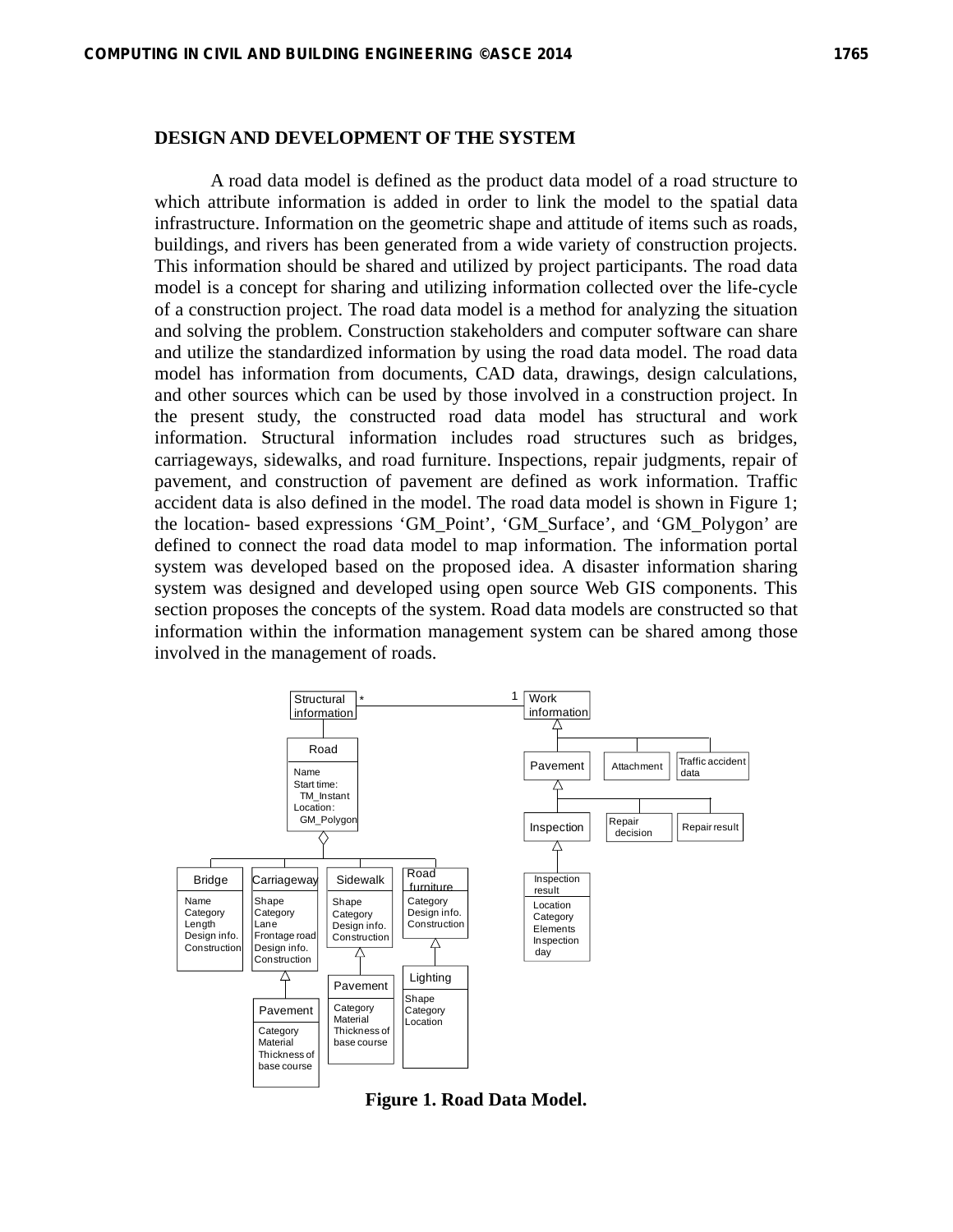## DESIGN AND DEVELOPMENT OF THE SYSTEM

A road data model is defined as the product data model of a road structure to which attribute information is added in order to link the model to the spatial data infrastructure. Information on the geometric shape and attitude of items such as roads, buildings, and rivers has been generated from a wide variety of construction projects. This information should be shared and utilized by project participants. The road data model is a concept for sharing and utilizing information collected over the life-cycle of a construction project. The road data model is a method for analyzing the situation and solving the problem. Construction stakeholders and computer software can share and utilize the standardized information by using the road data model. The road data model has information from documents, CAD data, drawings, design calculations, and other sources which can be used by those involved in a construction project. In the present study, the constructed road data model has structural and work information. Structural information includes road structures such as bridges, carriageways, sidewalks, and road furniture. Inspections, repair judgments, repair of pavement, and construction of pavement are defined as work information. Traffic accident data is also defined in the model. The road data model is shown in Figure 1; the location- based expressions 'GM_Point', 'GM_Surface', and 'GM_Polygon' are defined to connect the road data model to map information. The information portal system was developed based on the proposed idea. A disaster information sharing system was designed and developed using open source Web GIS components. This section proposes the concepts of the system. Road data models are constructed so that information within the information management system can be shared among those involved in the management of roads.

Structural information *
1 Work information
Road: Name, Start time: TM_Instant, Location: GM_Polygon
Pavement
Attachment
Traffic accident data
Inspection
Repair decision
Repair result
Inspection result: Location, Category, Elements, Inspection day
Bridge: Name, Category, Length, Design info., Construction
Carriageway: Shape, Category, Lane, Frontage road, Design info., Construction
Sidewalk: Shape, Category, Design info., Construction
Road furniture: Category, Design info., Construction
Pavement: Category, Material, Thickness of base course
Pavement: Category, Material, Thickness of base course
Lighting: Shape, Category, Location

**Figure 1. Road Data Model.**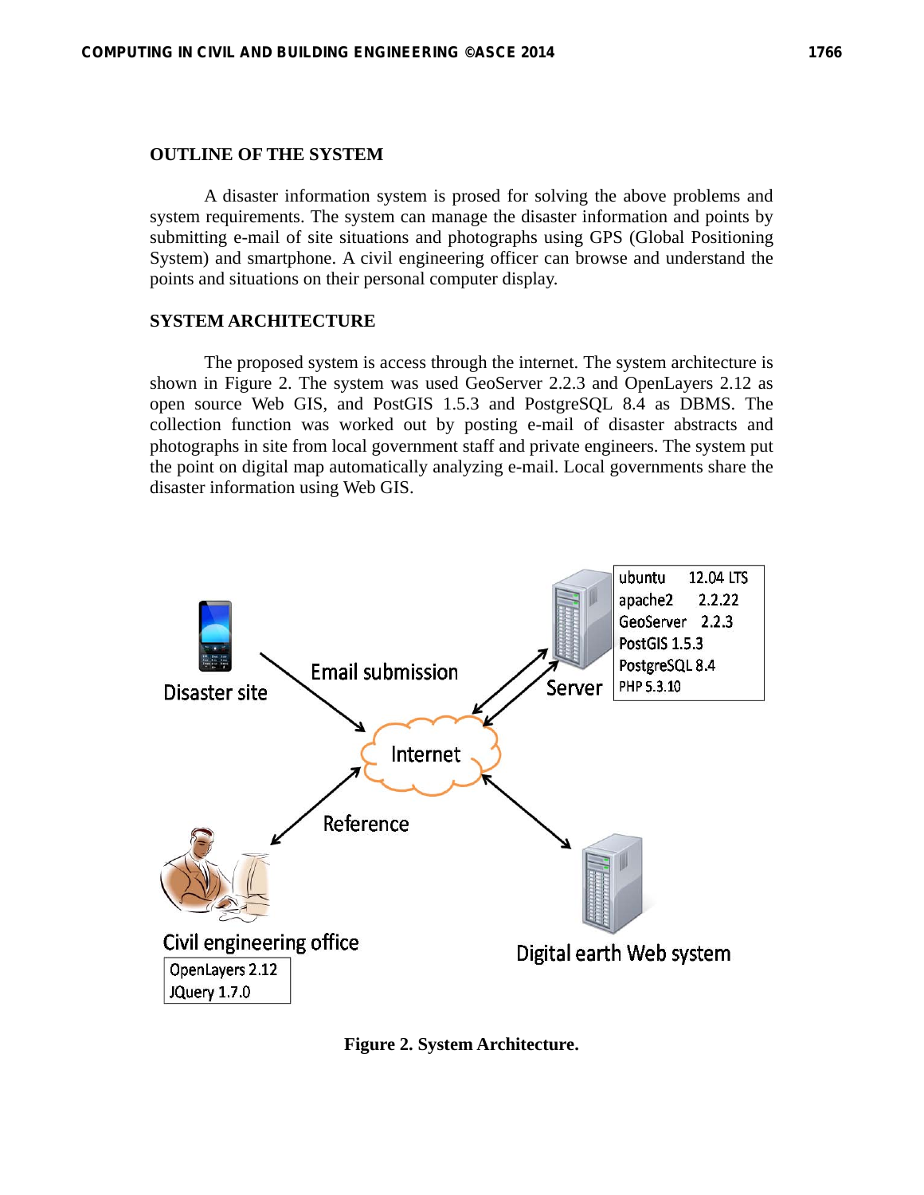## OUTLINE OF THE SYSTEM

A disaster information system is prosed for solving the above problems and system requirements. The system can manage the disaster information and points by submitting e-mail of site situations and photographs using GPS (Global Positioning System) and smartphone. A civil engineering officer can browse and understand the points and situations on their personal computer display.

## SYSTEM ARCHITECTURE

The proposed system is access through the internet. The system architecture is shown in Figure 2. The system was used GeoServer 2.2.3 and OpenLayers 2.12 as open source Web GIS, and PostGIS 1.5.3 and PostgreSQL 8.4 as DBMS. The collection function was worked out by posting e-mail of disaster abstracts and photographs in site from local government staff and private engineers. The system put the point on digital map automatically analyzing e-mail. Local governments share the disaster information using Web GIS.

Disaster site

Email submission

Server

ubuntu 12.04 LTS
apache2 2.2.22
GeoServer 2.2.3
PostGIS 1.5.3
PostgreSQL 8.4
PHP 5.3.10

Internet

Reference

Civil engineering office

OpenLayers 2.12
JQuery 1.7.0

Digital earth Web system

**Figure 2. System Architecture.**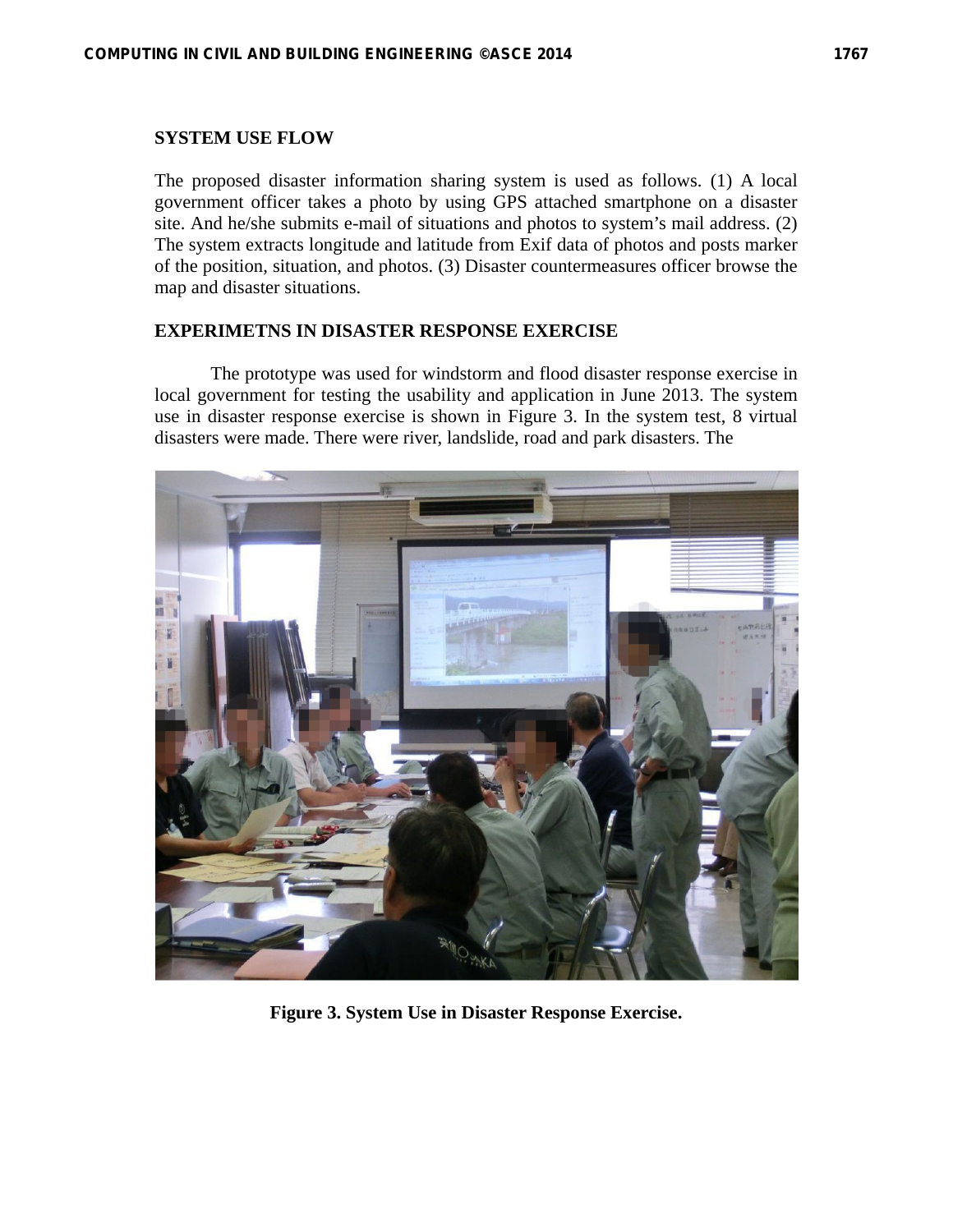## SYSTEM USE FLOW

The proposed disaster information sharing system is used as follows. (1) A local government officer takes a photo by using GPS attached smartphone on a disaster site. And he/she submits e-mail of situations and photos to system's mail address. (2) The system extracts longitude and latitude from Exif data of photos and posts marker of the position, situation, and photos. (3) Disaster countermeasures officer browse the map and disaster situations.

## EXPERIMETNS IN DISASTER RESPONSE EXERCISE

The prototype was used for windstorm and flood disaster response exercise in local government for testing the usability and application in June 2013. The system use in disaster response exercise is shown in Figure 3. In the system test, 8 virtual disasters were made. There were river, landslide, road and park disasters. The

**Figure 3. System Use in Disaster Response Exercise.**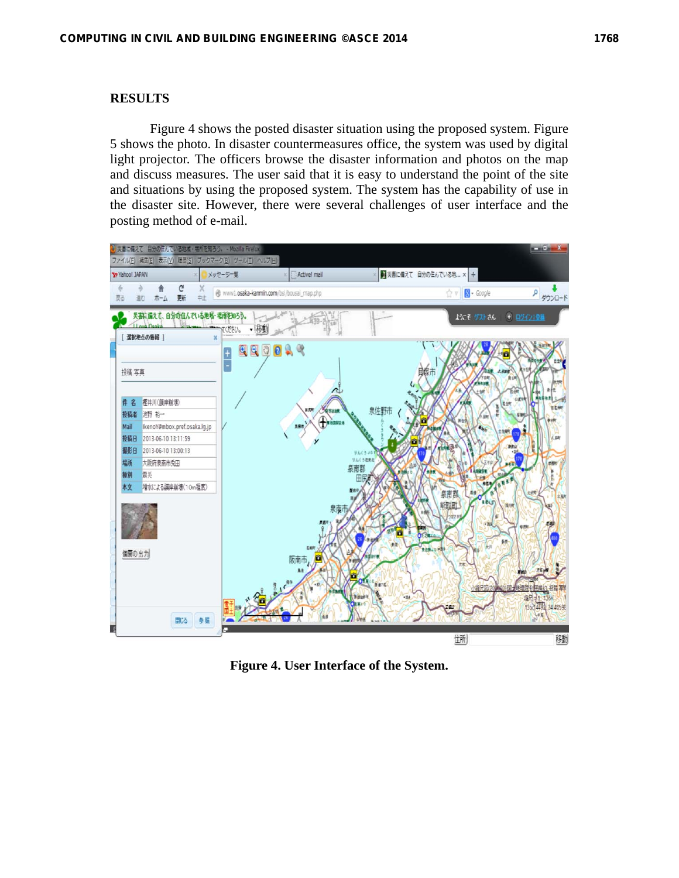## RESULTS

Figure 4 shows the posted disaster situation using the proposed system. Figure 5 shows the photo. In disaster countermeasures office, the system was used by digital light projector. The officers browse the disaster information and photos on the map and discuss measures. The user said that it is easy to understand the point of the site and situations by using the proposed system. The system has the capability of use in the disaster site. However, there were several challenges of user interface and the posting method of e-mail.

**Figure 4. User Interface of the System.**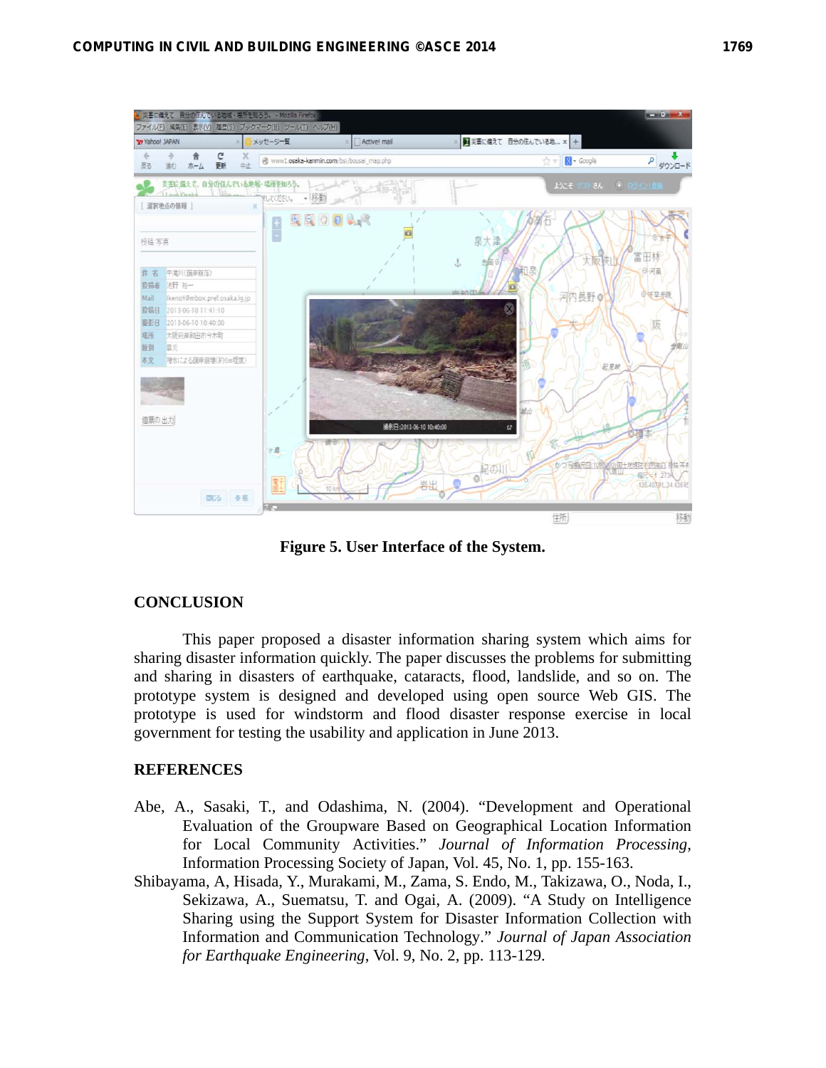Figure 5. User Interface of the System.

## CONCLUSION

This paper proposed a disaster information sharing system which aims for sharing disaster information quickly. The paper discusses the problems for submitting and sharing in disasters of earthquake, cataracts, flood, landslide, and so on. The prototype system is designed and developed using open source Web GIS. The prototype is used for windstorm and flood disaster response exercise in local government for testing the usability and application in June 2013.

## REFERENCES

Abe, A., Sasaki, T., and Odashima, N. (2004). "Development and Operational Evaluation of the Groupware Based on Geographical Location Information for Local Community Activities." *Journal of Information Processing*, Information Processing Society of Japan, Vol. 45, No. 1, pp. 155-163.

Shibayama, A, Hisada, Y., Murakami, M., Zama, S. Endo, M., Takizawa, O., Noda, I., Sekizawa, A., Suematsu, T. and Ogai, A. (2009). "A Study on Intelligence Sharing using the Support System for Disaster Information Collection with Information and Communication Technology." *Journal of Japan Association for Earthquake Engineering*, Vol. 9, No. 2, pp. 113-129.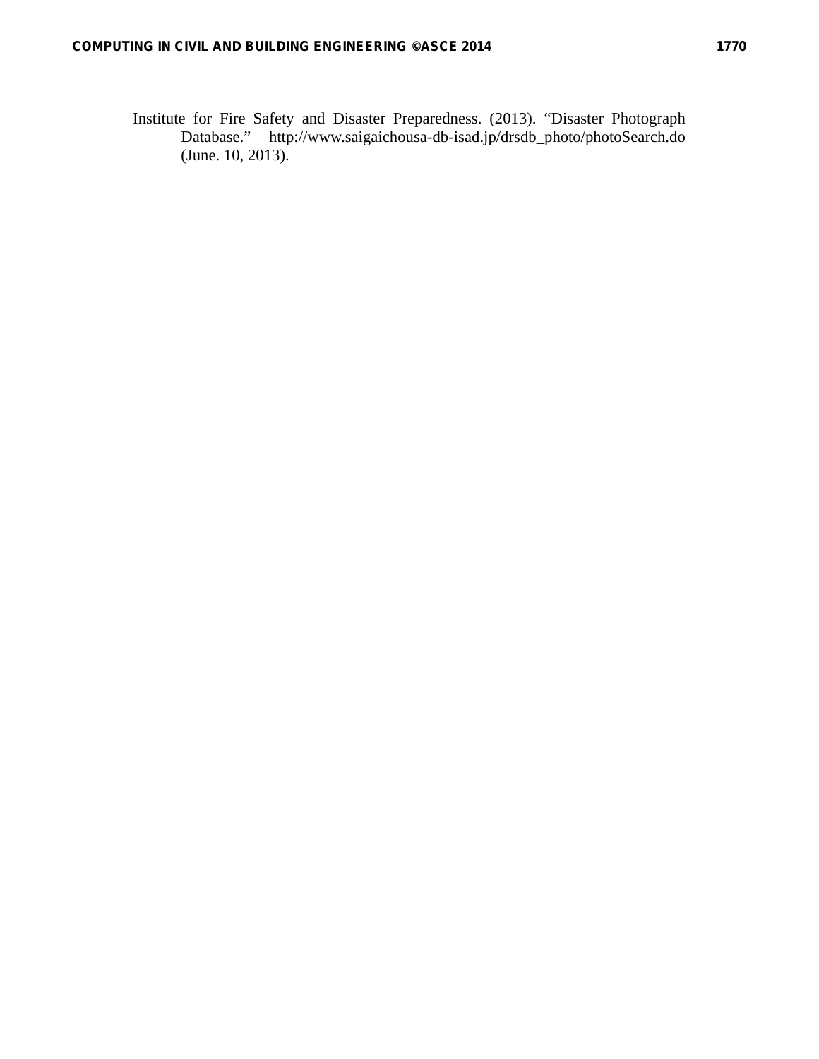Institute for Fire Safety and Disaster Preparedness. (2013). “Disaster Photograph Database.” http://www.saigaichousa-db-isad.jp/drsdb_photo/photoSearch.do (June. 10, 2013).